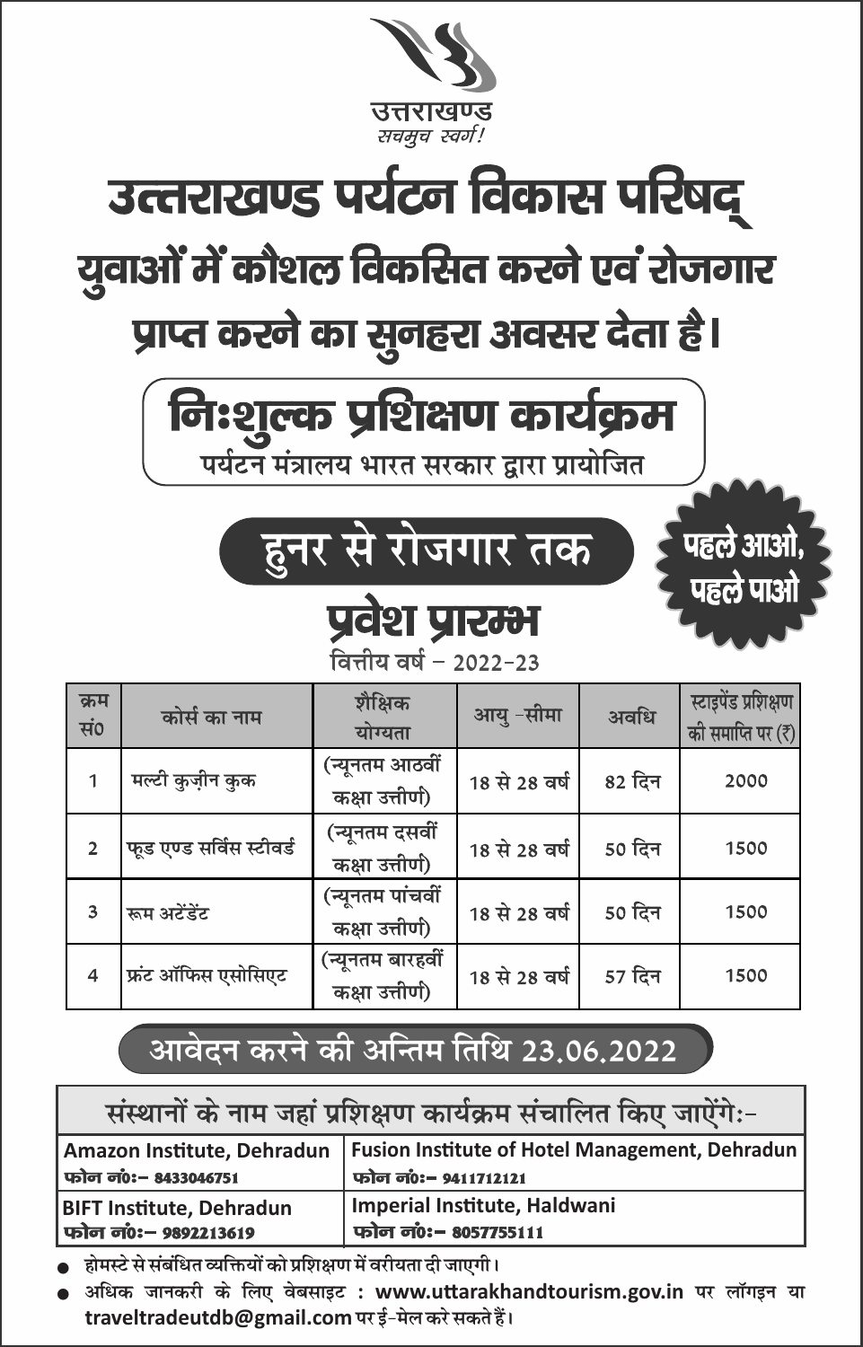उत्तराखण्ड
*सचमुच स्वर्ग!*

# उत्तराखण्ड पर्यटन विकास परिषद्

## युवाओं में कौशल विकसित करने एवं रोजगार प्राप्त करने का सुनहरा अवसर देता है।

## निःशुल्क प्रशिक्षण कार्यक्रम

पर्यटन मंत्रालय भारत सरकार द्वारा प्रायोजित

## हुनर से रोजगार तक

**पहले आओ, पहले पाओ**

## प्रवेश प्रारम्भ

वित्तीय वर्ष - 2022-23

| क्रम सं० | कोर्स का नाम | शैक्षिक योग्यता | आयु -सीमा | अवधि | स्टाइपेंड प्रशिक्षण की समाप्ति पर (₹) |
|---|---|---|---|---|---|
| 1 | मल्टी कुज़ीन कुक | (न्यूनतम आठवीं कक्षा उत्तीर्ण) | 18 से 28 वर्ष | 82 दिन | 2000 |
| 2 | फूड एण्ड सर्विस स्टीवर्ड | (न्यूनतम दसवीं कक्षा उत्तीर्ण) | 18 से 28 वर्ष | 50 दिन | 1500 |
| 3 | रूम अटेंडेंट | (न्यूनतम पांचवीं कक्षा उत्तीर्ण) | 18 से 28 वर्ष | 50 दिन | 1500 |
| 4 | फ्रंट ऑफिस एसोसिएट | (न्यूनतम बारहवीं कक्षा उत्तीर्ण) | 18 से 28 वर्ष | 57 दिन | 1500 |

## आवेदन करने की अन्तिम तिथि 23.06.2022

| संस्थानों के नाम जहां प्रशिक्षण कार्यक्रम संचालित किए जाऐंगेः- | |
|---|---|
| **Amazon Institute, Dehradun**<br>फोन नं०:- 8433046751 | **Fusion Institute of Hotel Management, Dehradun**<br>फोन नं०:- 9411712121 |
| **BIFT Institute, Dehradun**<br>फोन नं०:- 9892213619 | **Imperial Institute, Haldwani**<br>फोन नं०:- 8057755111 |

- होमस्टे से संबंधित व्यक्तियों को प्रशिक्षण में वरीयता दी जाएगी।
- अधिक जानकारी के लिए वेबसाइट : **www.uttarakhandtourism.gov.in** पर लॉगइन या **traveltradeutdb@gmail.com** पर ई-मेल करे सकते हैं।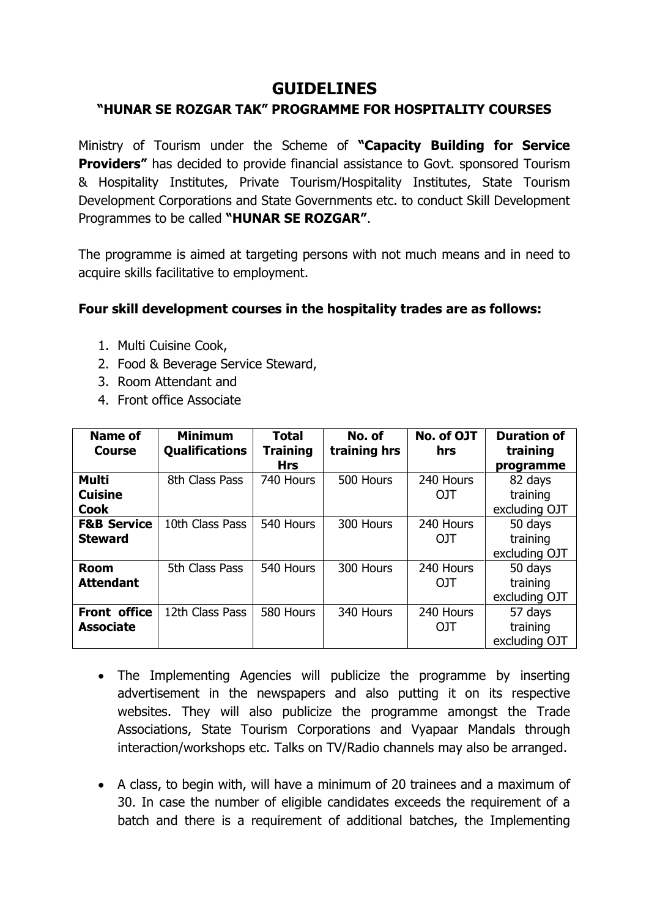# GUIDELINES

## "HUNAR SE ROZGAR TAK" PROGRAMME FOR HOSPITALITY COURSES

Ministry of Tourism under the Scheme of **"Capacity Building for Service Providers"** has decided to provide financial assistance to Govt. sponsored Tourism & Hospitality Institutes, Private Tourism/Hospitality Institutes, State Tourism Development Corporations and State Governments etc. to conduct Skill Development Programmes to be called **"HUNAR SE ROZGAR"**.

The programme is aimed at targeting persons with not much means and in need to acquire skills facilitative to employment.

**Four skill development courses in the hospitality trades are as follows:**

1. Multi Cuisine Cook,
2. Food & Beverage Service Steward,
3. Room Attendant and
4. Front office Associate

| Name of Course | Minimum Qualifications | Total Training Hrs | No. of training hrs | No. of OJT hrs | Duration of training programme |
|---|---|---|---|---|---|
| **Multi Cuisine Cook** | 8th Class Pass | 740 Hours | 500 Hours | 240 Hours OJT | 82 days training excluding OJT |
| **F&B Service Steward** | 10th Class Pass | 540 Hours | 300 Hours | 240 Hours OJT | 50 days training excluding OJT |
| **Room Attendant** | 5th Class Pass | 540 Hours | 300 Hours | 240 Hours OJT | 50 days training excluding OJT |
| **Front office Associate** | 12th Class Pass | 580 Hours | 340 Hours | 240 Hours OJT | 57 days training excluding OJT |

- The Implementing Agencies will publicize the programme by inserting advertisement in the newspapers and also putting it on its respective websites. They will also publicize the programme amongst the Trade Associations, State Tourism Corporations and Vyapaar Mandals through interaction/workshops etc. Talks on TV/Radio channels may also be arranged.

- A class, to begin with, will have a minimum of 20 trainees and a maximum of 30. In case the number of eligible candidates exceeds the requirement of a batch and there is a requirement of additional batches, the Implementing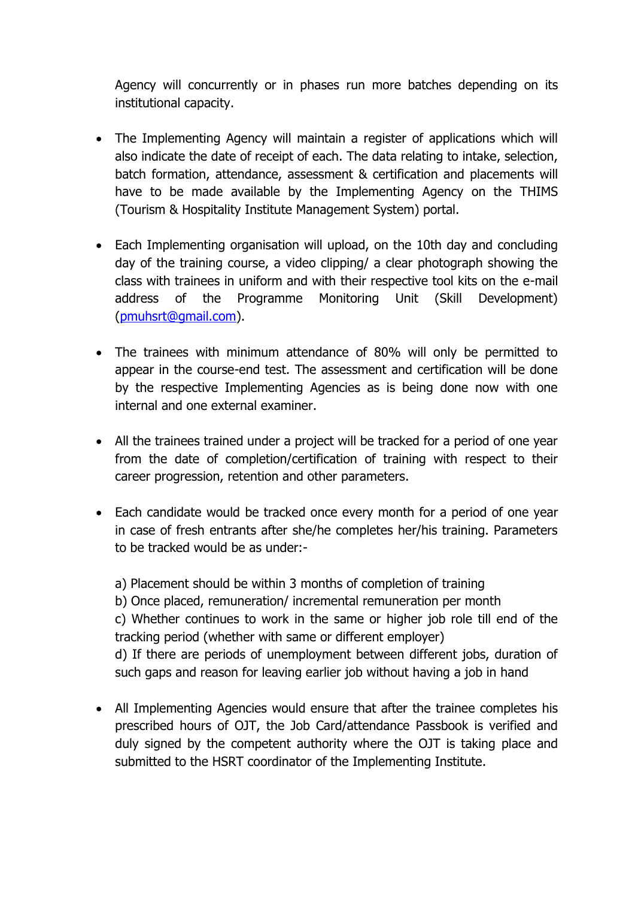Agency will concurrently or in phases run more batches depending on its institutional capacity.

- The Implementing Agency will maintain a register of applications which will also indicate the date of receipt of each. The data relating to intake, selection, batch formation, attendance, assessment & certification and placements will have to be made available by the Implementing Agency on the THIMS (Tourism & Hospitality Institute Management System) portal.

- Each Implementing organisation will upload, on the 10th day and concluding day of the training course, a video clipping/ a clear photograph showing the class with trainees in uniform and with their respective tool kits on the e-mail address of the Programme Monitoring Unit (Skill Development) (pmuhsrt@gmail.com).

- The trainees with minimum attendance of 80% will only be permitted to appear in the course-end test. The assessment and certification will be done by the respective Implementing Agencies as is being done now with one internal and one external examiner.

- All the trainees trained under a project will be tracked for a period of one year from the date of completion/certification of training with respect to their career progression, retention and other parameters.

- Each candidate would be tracked once every month for a period of one year in case of fresh entrants after she/he completes her/his training. Parameters to be tracked would be as under:-

  a) Placement should be within 3 months of completion of training
  b) Once placed, remuneration/ incremental remuneration per month
  c) Whether continues to work in the same or higher job role till end of the tracking period (whether with same or different employer)
  d) If there are periods of unemployment between different jobs, duration of such gaps and reason for leaving earlier job without having a job in hand

- All Implementing Agencies would ensure that after the trainee completes his prescribed hours of OJT, the Job Card/attendance Passbook is verified and duly signed by the competent authority where the OJT is taking place and submitted to the HSRT coordinator of the Implementing Institute.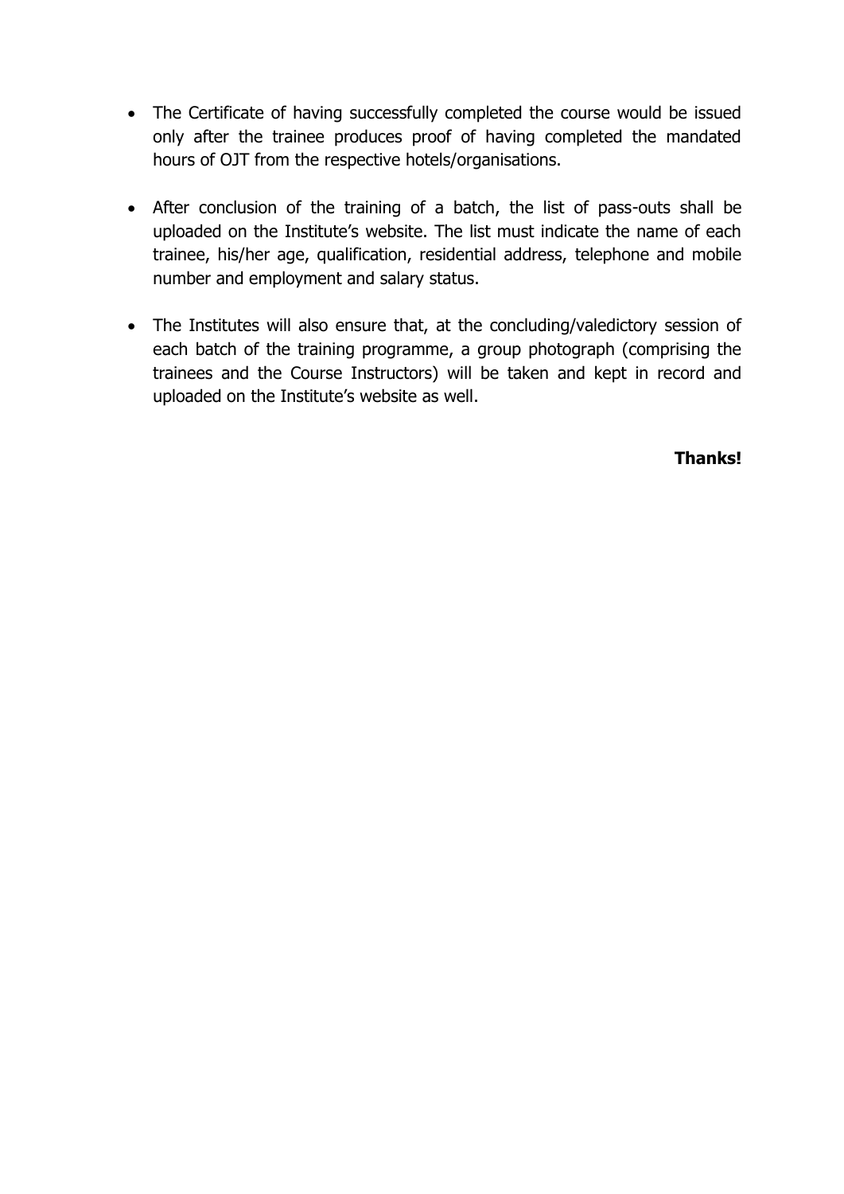- The Certificate of having successfully completed the course would be issued only after the trainee produces proof of having completed the mandated hours of OJT from the respective hotels/organisations.
- After conclusion of the training of a batch, the list of pass-outs shall be uploaded on the Institute's website. The list must indicate the name of each trainee, his/her age, qualification, residential address, telephone and mobile number and employment and salary status.
- The Institutes will also ensure that, at the concluding/valedictory session of each batch of the training programme, a group photograph (comprising the trainees and the Course Instructors) will be taken and kept in record and uploaded on the Institute's website as well.

**Thanks!**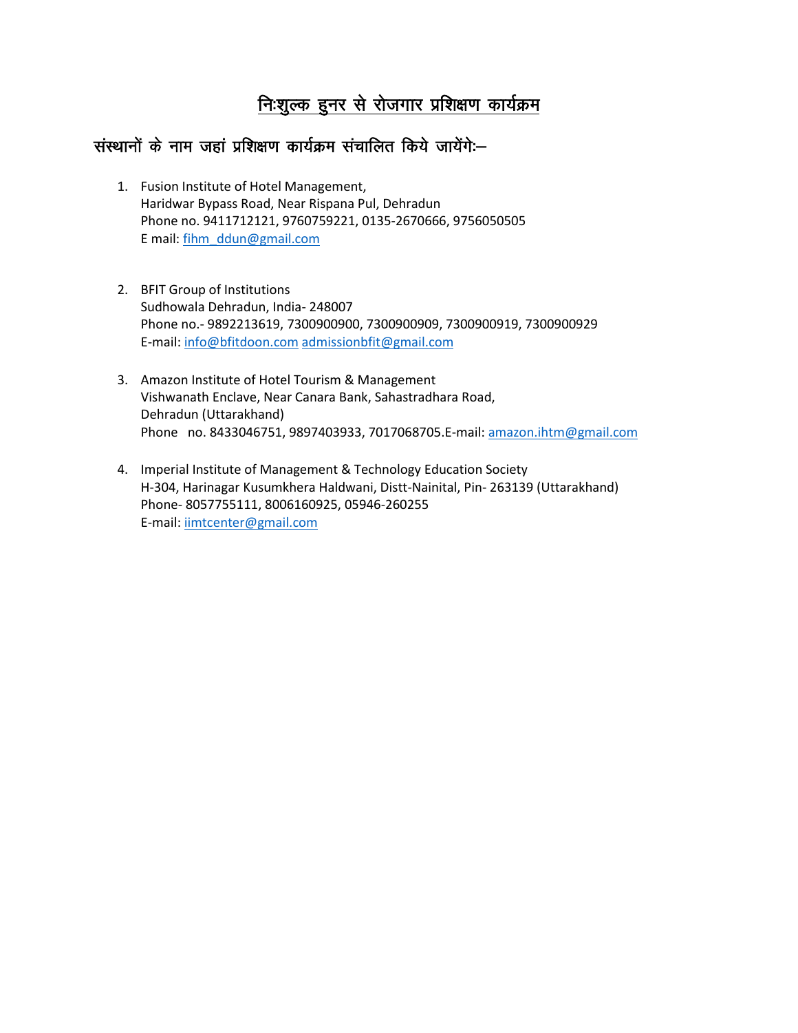# निःशुल्क हुनर से रोजगार प्रशिक्षण कार्यक्रम

## संस्थानों के नाम जहां प्रशिक्षण कार्यक्रम संचालित किये जायेंगेः–

1. Fusion Institute of Hotel Management,
   Haridwar Bypass Road, Near Rispana Pul, Dehradun
   Phone no. 9411712121, 9760759221, 0135-2670666, 9756050505
   E mail: fihm_ddun@gmail.com

2. BFIT Group of Institutions
   Sudhowala Dehradun, India- 248007
   Phone no.- 9892213619, 7300900900, 7300900909, 7300900919, 7300900929
   E-mail: info@bfitdoon.com admissionbfit@gmail.com

3. Amazon Institute of Hotel Tourism & Management
   Vishwanath Enclave, Near Canara Bank, Sahastradhara Road,
   Dehradun (Uttarakhand)
   Phone no. 8433046751, 9897403933, 7017068705.E-mail: amazon.ihtm@gmail.com

4. Imperial Institute of Management & Technology Education Society
   H-304, Harinagar Kusumkhera Haldwani, Distt-Nainital, Pin- 263139 (Uttarakhand)
   Phone- 8057755111, 8006160925, 05946-260255
   E-mail: iimtcenter@gmail.com